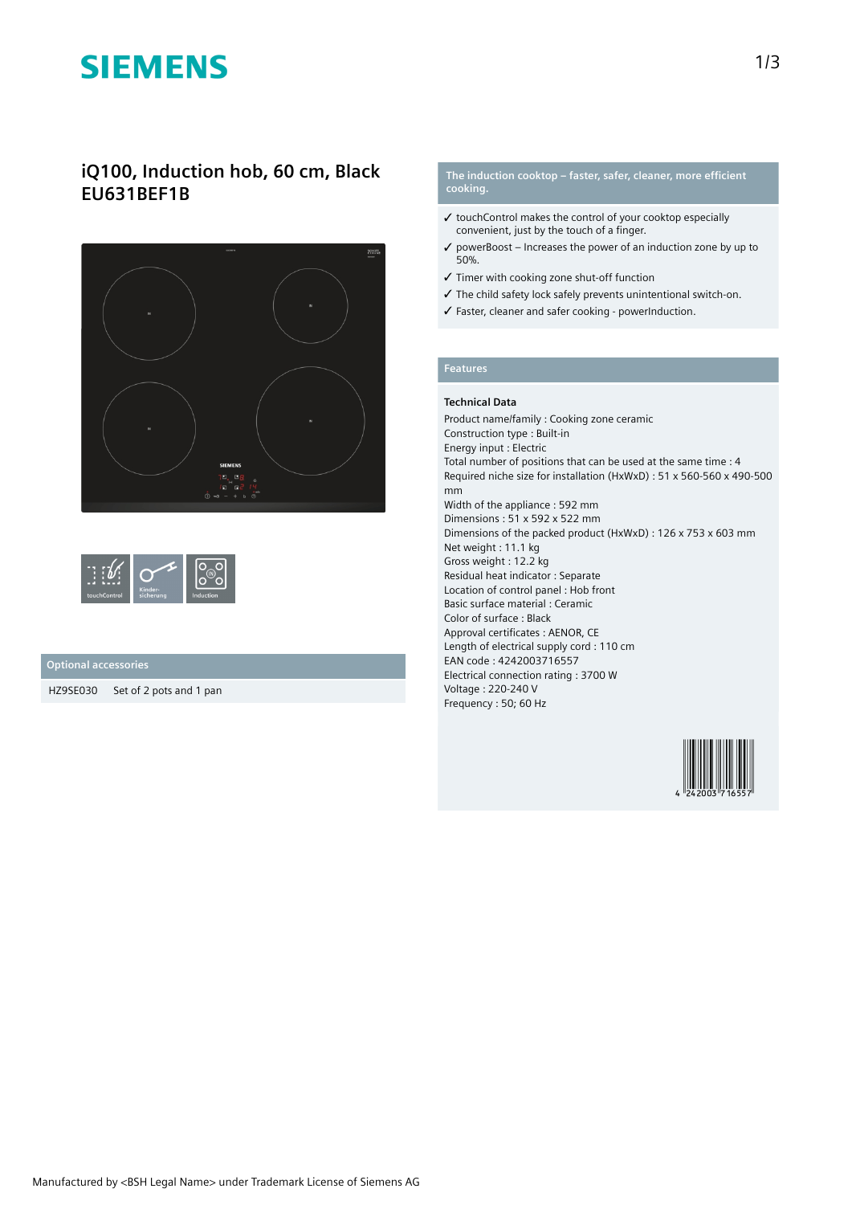# iQ100, Induction hob, 60 cm, Black
# EU631BEF1B

touchControl | Kinder-sicherung | Induction

## Optional accessories

| HZ9SE030 | Set of 2 pots and 1 pan |
|---|---|

## The induction cooktop – faster, safer, cleaner, more efficient cooking.

- ✓ touchControl makes the control of your cooktop especially convenient, just by the touch of a finger.
- ✓ powerBoost – Increases the power of an induction zone by up to 50%.
- ✓ Timer with cooking zone shut-off function
- ✓ The child safety lock safely prevents unintentional switch-on.
- ✓ Faster, cleaner and safer cooking - powerInduction.

## Features

### Technical Data

Product name/family : Cooking zone ceramic
Construction type : Built-in
Energy input : Electric
Total number of positions that can be used at the same time : 4
Required niche size for installation (HxWxD) : 51 x 560-560 x 490-500 mm
Width of the appliance : 592 mm
Dimensions : 51 x 592 x 522 mm
Dimensions of the packed product (HxWxD) : 126 x 753 x 603 mm
Net weight : 11.1 kg
Gross weight : 12.2 kg
Residual heat indicator : Separate
Location of control panel : Hob front
Basic surface material : Ceramic
Color of surface : Black
Approval certificates : AENOR, CE
Length of electrical supply cord : 110 cm
EAN code : 4242003716557
Electrical connection rating : 3700 W
Voltage : 220-240 V
Frequency : 50; 60 Hz

4 242003 716557

Manufactured by <BSH Legal Name> under Trademark License of Siemens AG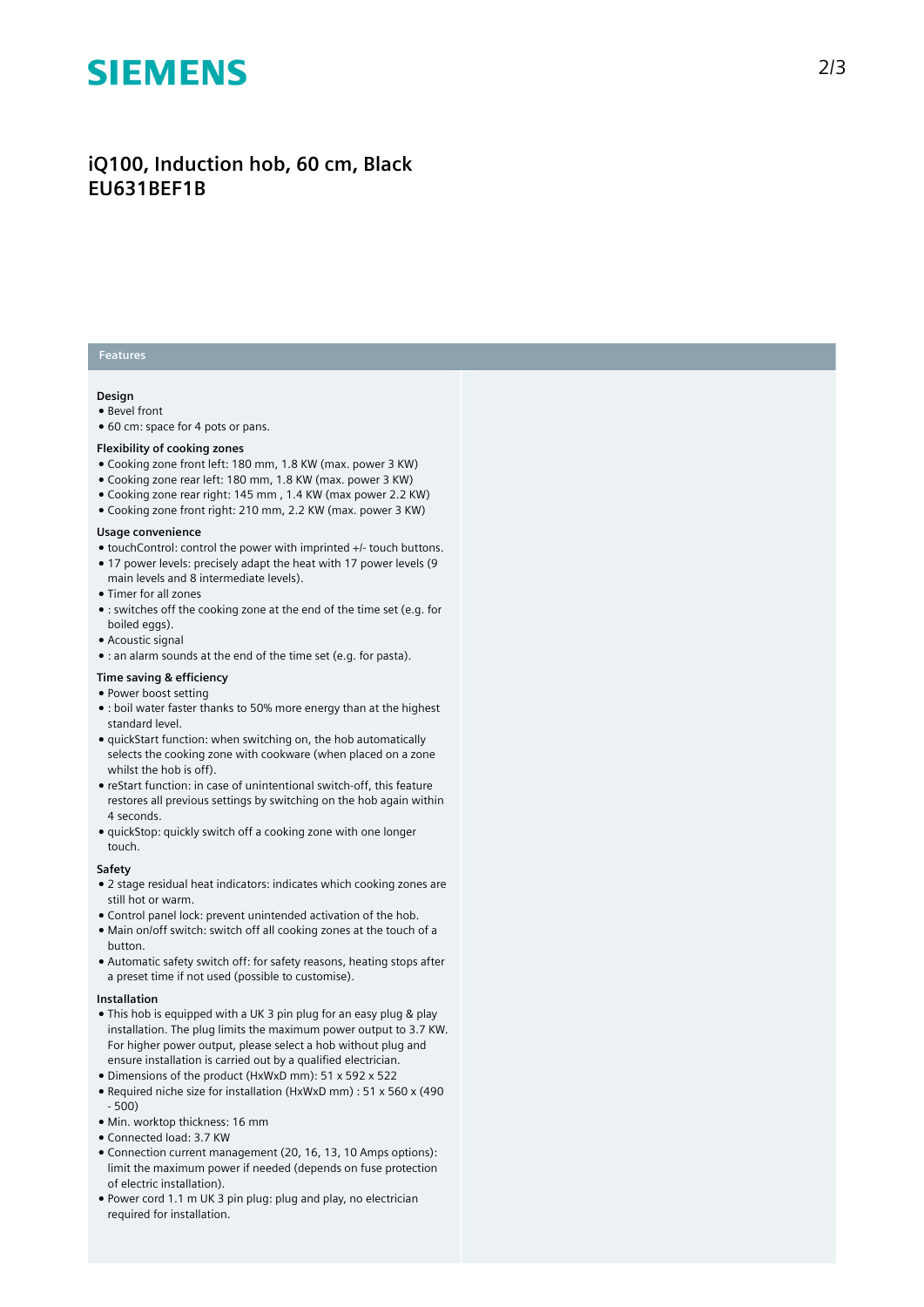# iQ100, Induction hob, 60 cm, Black
# EU631BEF1B

## Features

### Design

- Bevel front
- 60 cm: space for 4 pots or pans.

### Flexibility of cooking zones

- Cooking zone front left: 180 mm, 1.8 KW (max. power 3 KW)
- Cooking zone rear left: 180 mm, 1.8 KW (max. power 3 KW)
- Cooking zone rear right: 145 mm , 1.4 KW (max power 2.2 KW)
- Cooking zone front right: 210 mm, 2.2 KW (max. power 3 KW)

### Usage convenience

- touchControl: control the power with imprinted +/- touch buttons.
- 17 power levels: precisely adapt the heat with 17 power levels (9 main levels and 8 intermediate levels).
- Timer for all zones
- : switches off the cooking zone at the end of the time set (e.g. for boiled eggs).
- Acoustic signal
- : an alarm sounds at the end of the time set (e.g. for pasta).

### Time saving & efficiency

- Power boost setting
- : boil water faster thanks to 50% more energy than at the highest standard level.
- quickStart function: when switching on, the hob automatically selects the cooking zone with cookware (when placed on a zone whilst the hob is off).
- reStart function: in case of unintentional switch-off, this feature restores all previous settings by switching on the hob again within 4 seconds.
- quickStop: quickly switch off a cooking zone with one longer touch.

### Safety

- 2 stage residual heat indicators: indicates which cooking zones are still hot or warm.
- Control panel lock: prevent unintended activation of the hob.
- Main on/off switch: switch off all cooking zones at the touch of a button.
- Automatic safety switch off: for safety reasons, heating stops after a preset time if not used (possible to customise).

### Installation

- This hob is equipped with a UK 3 pin plug for an easy plug & play installation. The plug limits the maximum power output to 3.7 KW. For higher power output, please select a hob without plug and ensure installation is carried out by a qualified electrician.
- Dimensions of the product (HxWxD mm): 51 x 592 x 522
- Required niche size for installation (HxWxD mm) : 51 x 560 x (490 - 500)
- Min. worktop thickness: 16 mm
- Connected load: 3.7 KW
- Connection current management (20, 16, 13, 10 Amps options): limit the maximum power if needed (depends on fuse protection of electric installation).
- Power cord 1.1 m UK 3 pin plug: plug and play, no electrician required for installation.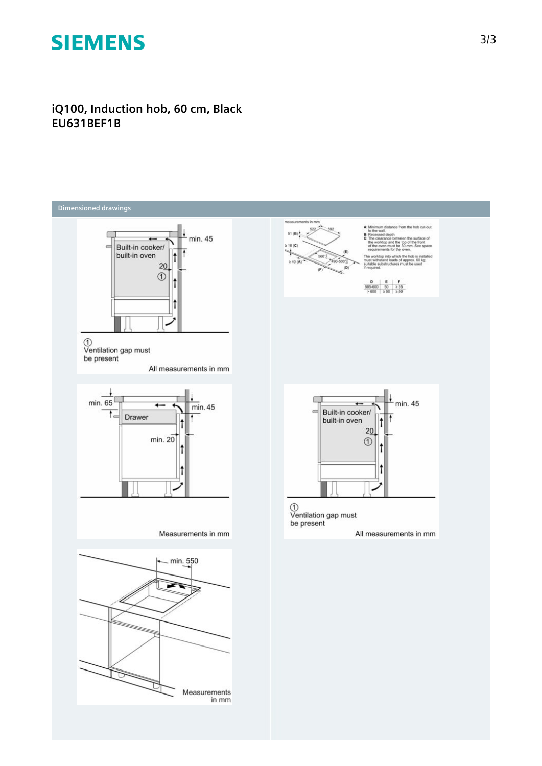# iQ100, Induction hob, 60 cm, Black
## EU631BEF1B

## Dimensioned drawings

min. 45

Built-in cooker/
built-in oven

20

①

① Ventilation gap must be present

All measurements in mm

measurements in mm

522

592

51 (B)

≥ 16 (C)

≥ 40 (A)

560

490-500

(E)

(D)

(F)

A: Minimum distance from the hob cut-out to the wall.
B: Recessed depth
C: The clearance between the surface of the worktop and the top of the front of the oven must be 30 mm. See space requirements for the oven.

The worktop into which the hob is installed must withstand loads of approx. 60 kg; suitable substructures must be used if required.

| D | E | F |
|---|---|---|
| 585-600 | 50 | ≥ 35 |
| > 600 | ≥ 50 | ≥ 50 |

min. 65

Drawer

min. 45

min. 20

Measurements in mm

min. 45

Built-in cooker/
built-in oven

20

①

① Ventilation gap must be present

All measurements in mm

min. 550

Measurements in mm